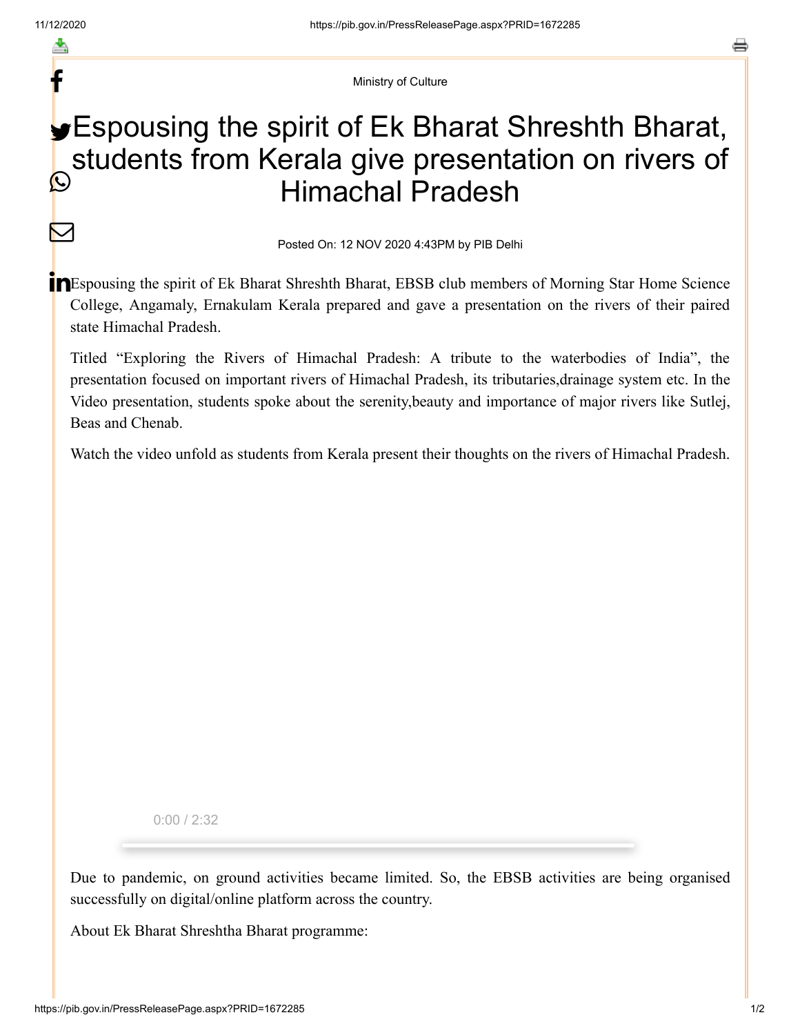Ministry of Culture

# Espousing the spirit of Ek Bharat Shreshth Bharat, students from Kerala give presentation on rivers of Himachal Pradesh

Posted On: 12 NOV 2020 4:43PM by PIB Delhi

Espousing the spirit of Ek Bharat Shreshth Bharat, EBSB club members of Morning Star Home Science College, Angamaly, Ernakulam Kerala prepared and gave a presentation on the rivers of their paired state Himachal Pradesh.

Titled "Exploring the Rivers of Himachal Pradesh: A tribute to the waterbodies of India", the presentation focused on important rivers of Himachal Pradesh, its tributaries,drainage system etc. In the Video presentation, students spoke about the serenity,beauty and importance of major rivers like Sutlej, Beas and Chenab.

Watch the video unfold as students from Kerala present their thoughts on the rivers of Himachal Pradesh.

0:00 / 2:32

Due to pandemic, on ground activities became limited. So, the EBSB activities are being organised successfully on digital/online platform across the country.

About Ek Bharat Shreshtha Bharat programme: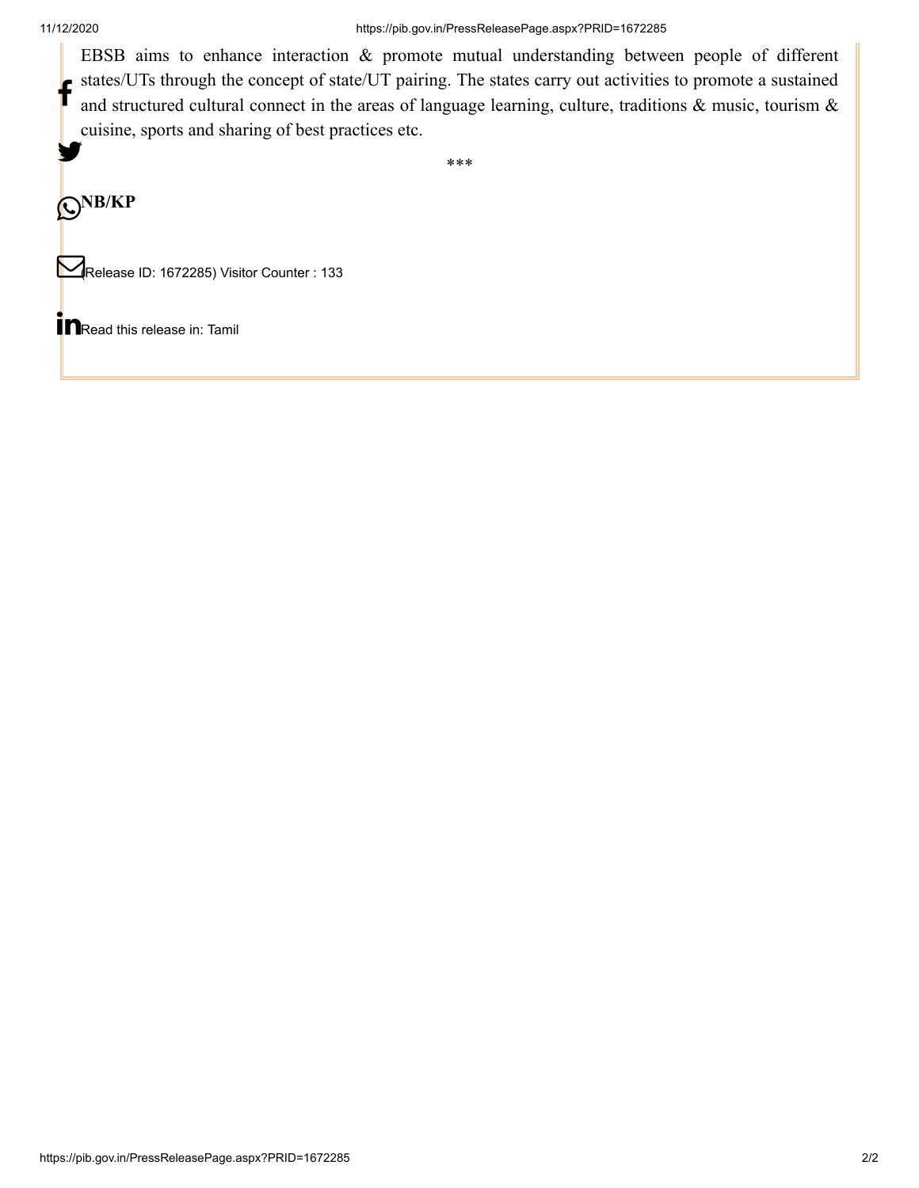EBSB aims to enhance interaction & promote mutual understanding between people of different states/UTs through the concept of state/UT pairing. The states carry out activities to promote a sustained and structured cultural connect in the areas of language learning, culture, traditions & music, tourism & cuisine, sports and sharing of best practices etc.

***

**NB/KP**

(Release ID: 1672285) Visitor Counter : 133

Read this release in: Tamil